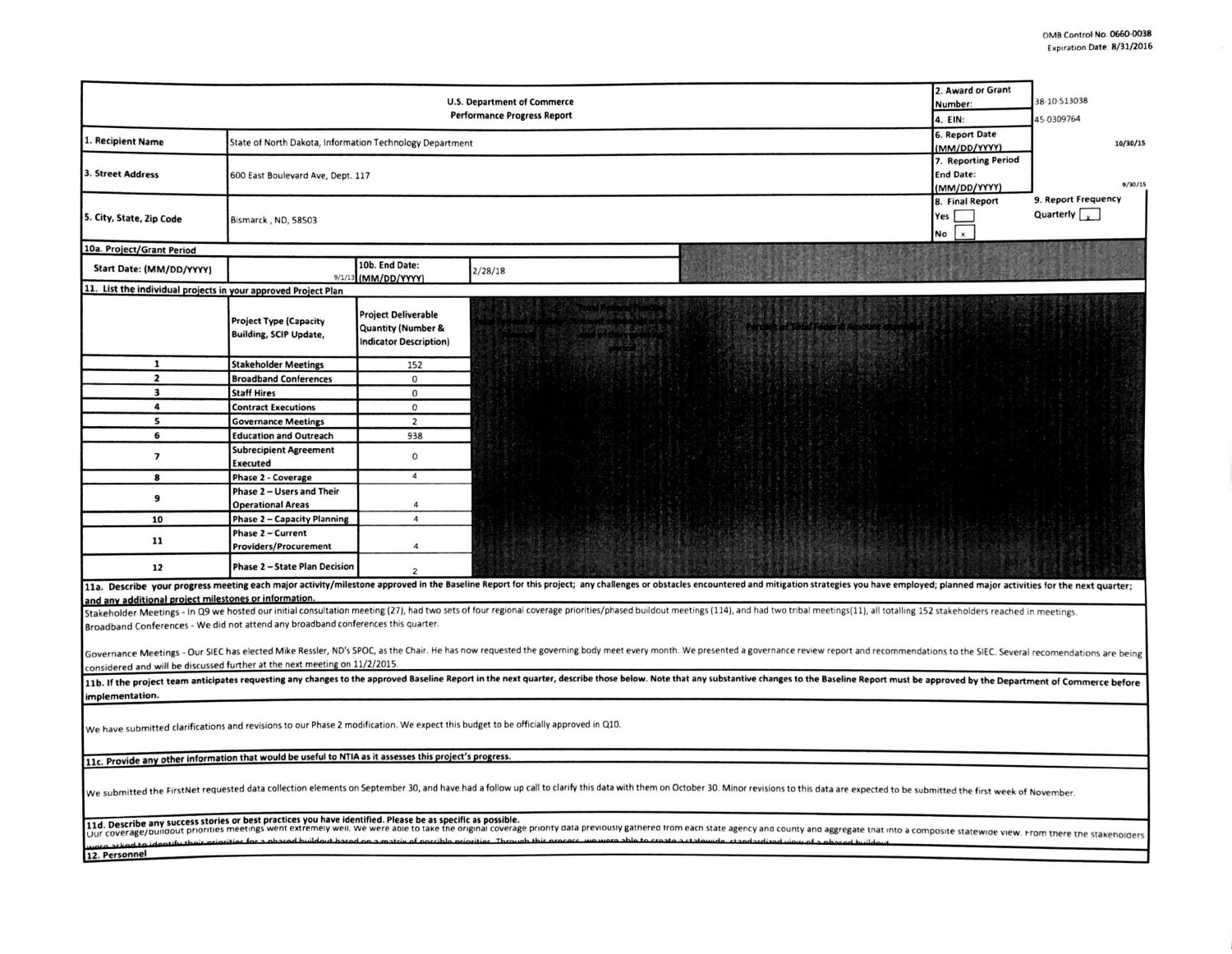OMB Control No. 0660-0038
Expiration Date: 8/31/2016

| U.S. Department of Commerce Performance Progress Report | | 2. Award or Grant Number: | 38-10-S13038 |
|---|---|---|---|
| | | 4. EIN: | 45-0309764 |
| 1. Recipient Name | State of North Dakota, Information Technology Department | 6. Report Date (MM/DD/YYYY) | 10/30/15 |
| 3. Street Address | 600 East Boulevard Ave, Dept. 117 | 7. Reporting Period End Date: (MM/DD/YYYY) | 9/30/15 |
| 5. City, State, Zip Code | Bismarck , ND, 58503 | 8. Final Report Yes [ ] No [x] | 9. Report Frequency Quarterly [x] |

10a. Project/Grant Period

| Start Date: (MM/DD/YYYY) | 9/1/13 | 10b. End Date: (MM/DD/YYYY) | 2/28/18 |
|---|---|---|---|

11. List the individual projects in your approved Project Plan

| | Project Type (Capacity Building, SCIP Update, | Project Deliverable Quantity (Number & Indicator Description) |
|---|---|---|
| 1 | Stakeholder Meetings | 152 |
| 2 | Broadband Conferences | 0 |
| 3 | Staff Hires | 0 |
| 4 | Contract Executions | 0 |
| 5 | Governance Meetings | 2 |
| 6 | Education and Outreach | 938 |
| 7 | Subrecipient Agreement Executed | 0 |
| 8 | Phase 2 - Coverage | 4 |
| 9 | Phase 2 – Users and Their Operational Areas | 4 |
| 10 | Phase 2 – Capacity Planning | 4 |
| 11 | Phase 2 – Current Providers/Procurement | 4 |
| 12 | Phase 2 – State Plan Decision | 2 |

**11a. Describe your progress meeting each major activity/milestone approved in the Baseline Report for this project; any challenges or obstacles encountered and mitigation strategies you have employed; planned major activities for the next quarter; and any additional project milestones or information.**

Stakeholder Meetings - In Q9 we hosted our initial consultation meeting (27), had two sets of four regional coverage priorities/phased buildout meetings (114), and had two tribal meetings(11), all totalling 152 stakeholders reached in meetings.

Broadband Conferences - We did not attend any broadband conferences this quarter.

Governance Meetings - Our SIEC has elected Mike Ressler, ND's SPOC, as the Chair. He has now requested the governing body meet every month. We presented a governance review report and recommendations to the SIEC. Several recomendations are being considered and will be discussed further at the next meeting on 11/2/2015.

**11b. If the project team anticipates requesting any changes to the approved Baseline Report in the next quarter, describe those below. Note that any substantive changes to the Baseline Report must be approved by the Department of Commerce before implementation.**

We have submitted clarifications and revisions to our Phase 2 modification. We expect this budget to be officially approved in Q10.

**11c. Provide any other information that would be useful to NTIA as it assesses this project's progress.**

We submitted the FirstNet requested data collection elements on September 30, and have had a follow up call to clarify this data with them on October 30. Minor revisions to this data are expected to be submitted the first week of November.

**11d. Describe any success stories or best practices you have identified. Please be as specific as possible.**

Our coverage/buildout priorities meetings went extremely well. We were able to take the original coverage priority data previously gathered from each state agency and county and aggregate that into a composite statewide view. From there the stakeholders were asked to identify their priorities for a phased buildout based on a matrix of possible priorities. Through this process, we were able to create a statewide, standardized view of a phased buildout.

**12. Personnel**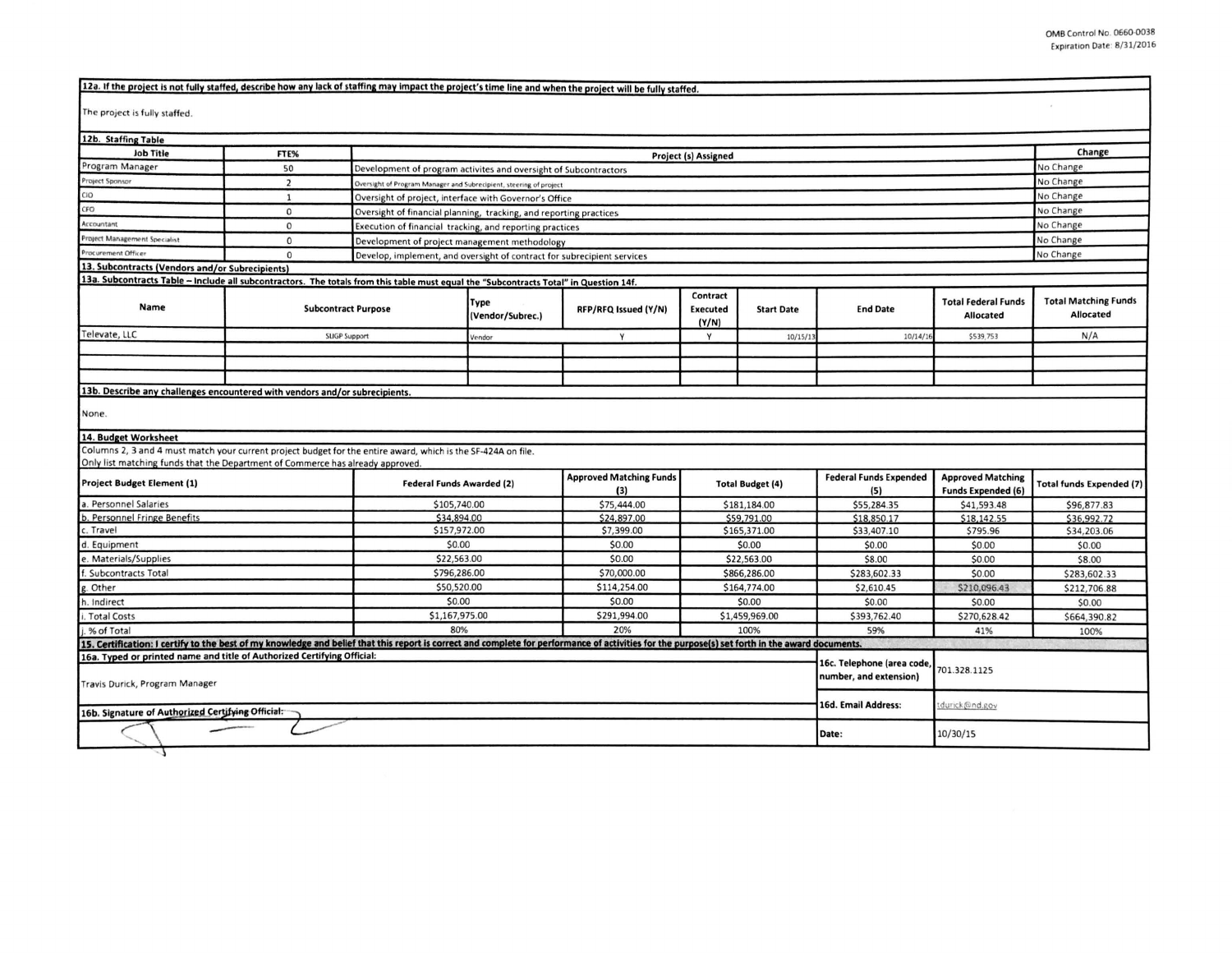**12a. If the project is not fully staffed, describe how any lack of staffing may impact the project's time line and when the project will be fully staffed.**

The project is fully staffed.

**12b. Staffing Table**

| Job Title | FTE% | Project (s) Assigned | Change |
|---|---|---|---|
| Program Manager | 50 | Development of program activites and oversight of Subcontractors | No Change |
| Project Sponsor | 2 | Oversight of Program Manager and Subrecipient, steering of project | No Change |
| CIO | 1 | Oversight of project, interface with Governor's Office | No Change |
| CFO | 0 | Oversight of financial planning, tracking, and reporting practices | No Change |
| Accountant | 0 | Execution of financial tracking, and reporting practices | No Change |
| Project Management Specialist | 0 | Development of project management methodology | No Change |
| Procurement Officer | 0 | Develop, implement, and oversight of contract for subrecipient services | No Change |

**13. Subcontracts (Vendors and/or Subrecipients)**

**13a. Subcontracts Table – Include all subcontractors. The totals from this table must equal the "Subcontracts Total" in Question 14f.**

| Name | Subcontract Purpose | Type (Vendor/Subrec.) | RFP/RFQ Issued (Y/N) | Contract Executed (Y/N) | Start Date | End Date | Total Federal Funds Allocated | Total Matching Funds Allocated |
|---|---|---|---|---|---|---|---|---|
| Televate, LLC | SLIGP Support | Vendor | Y | Y | 10/15/13 | 10/14/16 | $539,753 | N/A |
| | | | | | | | | |
| | | | | | | | | |
| | | | | | | | | |

**13b. Describe any challenges encountered with vendors and/or subrecipients.**

None.

**14. Budget Worksheet**

Columns 2, 3 and 4 must match your current project budget for the entire award, which is the SF-424A on file.
Only list matching funds that the Department of Commerce has already approved.

| Project Budget Element (1) | Federal Funds Awarded (2) | Approved Matching Funds (3) | Total Budget (4) | Federal Funds Expended (5) | Approved Matching Funds Expended (6) | Total funds Expended (7) |
|---|---|---|---|---|---|---|
| a. Personnel Salaries | $105,740.00 | $75,444.00 | $181,184.00 | $55,284.35 | $41,593.48 | $96,877.83 |
| b. Personnel Fringe Benefits | $34,894.00 | $24,897.00 | $59,791.00 | $18,850.17 | $18,142.55 | $36,992.72 |
| c. Travel | $157,972.00 | $7,399.00 | $165,371.00 | $33,407.10 | $795.96 | $34,203.06 |
| d. Equipment | $0.00 | $0.00 | $0.00 | $0.00 | $0.00 | $0.00 |
| e. Materials/Supplies | $22,563.00 | $0.00 | $22,563.00 | $8.00 | $0.00 | $8.00 |
| f. Subcontracts Total | $796,286.00 | $70,000.00 | $866,286.00 | $283,602.33 | $0.00 | $283,602.33 |
| g. Other | $50,520.00 | $114,254.00 | $164,774.00 | $2,610.45 | $210,096.43 | $212,706.88 |
| h. Indirect | $0.00 | $0.00 | $0.00 | $0.00 | $0.00 | $0.00 |
| i. Total Costs | $1,167,975.00 | $291,994.00 | $1,459,969.00 | $393,762.40 | $270,628.42 | $664,390.82 |
| j. % of Total | 80% | 20% | 100% | 59% | 41% | 100% |

**15. Certification: I certify to the best of my knowledge and belief that this report is correct and complete for performance of activities for the purpose(s) set forth in the award documents.**

| | | |
|---|---|---|
| **16a. Typed or printed name and title of Authorized Certifying Official:** Travis Durick, Program Manager | **16c. Telephone (area code, number, and extension)** | 701.328.1125 |
| | **16d. Email Address:** | tdurick@nd.gov |
| **16b. Signature of Authorized Certifying Official:** | **Date:** | 10/30/15 |